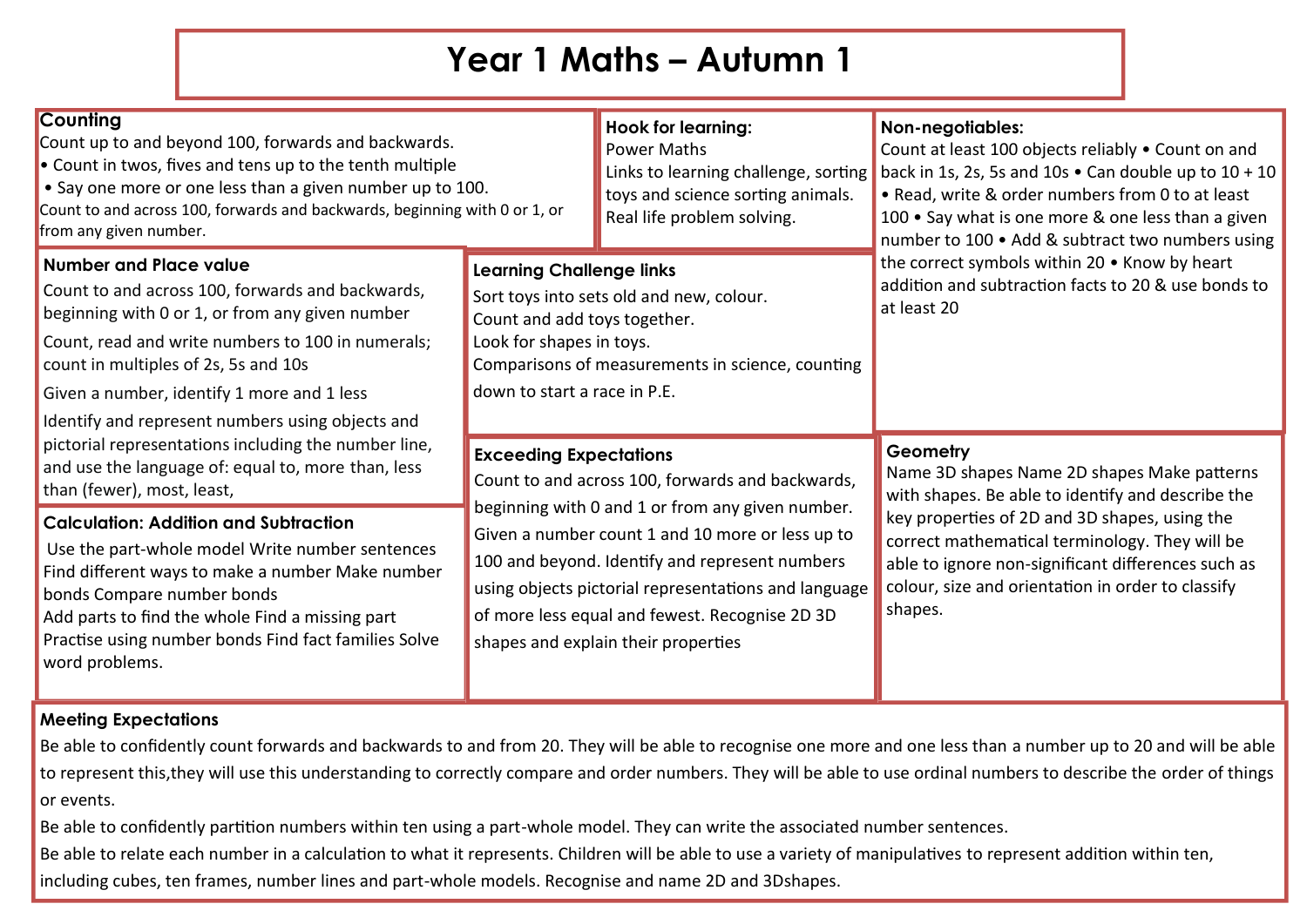# Year 1 Maths – Autumn 1

## Counting

Count up to and beyond 100, forwards and backwards.

- Count in twos, fives and tens up to the tenth multiple
- Say one more or one less than a given number up to 100.

Count to and across 100, forwards and backwards, beginning with 0 or 1, or from any given number.

## Hook for learning:

Power Maths

Links to learning challenge, sorting toys and science sorting animals.

Real life problem solving.

## Non-negotiables:

Count at least 100 objects reliably • Count on and back in 1s, 2s, 5s and 10s • Can double up to 10 + 10 • Read, write & order numbers from 0 to at least 100 • Say what is one more & one less than a given number to 100 • Add & subtract two numbers using the correct symbols within 20 • Know by heart addition and subtraction facts to 20 & use bonds to at least 20

## Number and Place value

Count to and across 100, forwards and backwards, beginning with 0 or 1, or from any given number

Count, read and write numbers to 100 in numerals; count in multiples of 2s, 5s and 10s

Given a number, identify 1 more and 1 less

Identify and represent numbers using objects and pictorial representations including the number line, and use the language of: equal to, more than, less than (fewer), most, least,

## Learning Challenge links

Sort toys into sets old and new, colour.

Count and add toys together.

Look for shapes in toys.

Comparisons of measurements in science, counting down to start a race in P.E.

## Calculation: Addition and Subtraction

Use the part-whole model Write number sentences Find different ways to make a number Make number bonds Compare number bonds

Add parts to find the whole Find a missing part

Practise using number bonds Find fact families Solve word problems.

## Exceeding Expectations

Count to and across 100, forwards and backwards, beginning with 0 and 1 or from any given number. Given a number count 1 and 10 more or less up to 100 and beyond. Identify and represent numbers using objects pictorial representations and language of more less equal and fewest. Recognise 2D 3D shapes and explain their properties

## Geometry

Name 3D shapes Name 2D shapes Make patterns with shapes. Be able to identify and describe the key properties of 2D and 3D shapes, using the correct mathematical terminology. They will be able to ignore non-significant differences such as colour, size and orientation in order to classify shapes.

## Meeting Expectations

Be able to confidently count forwards and backwards to and from 20. They will be able to recognise one more and one less than a number up to 20 and will be able to represent this,they will use this understanding to correctly compare and order numbers. They will be able to use ordinal numbers to describe the order of things or events.

Be able to confidently partition numbers within ten using a part-whole model. They can write the associated number sentences.

Be able to relate each number in a calculation to what it represents. Children will be able to use a variety of manipulatives to represent addition within ten, including cubes, ten frames, number lines and part-whole models. Recognise and name 2D and 3Dshapes.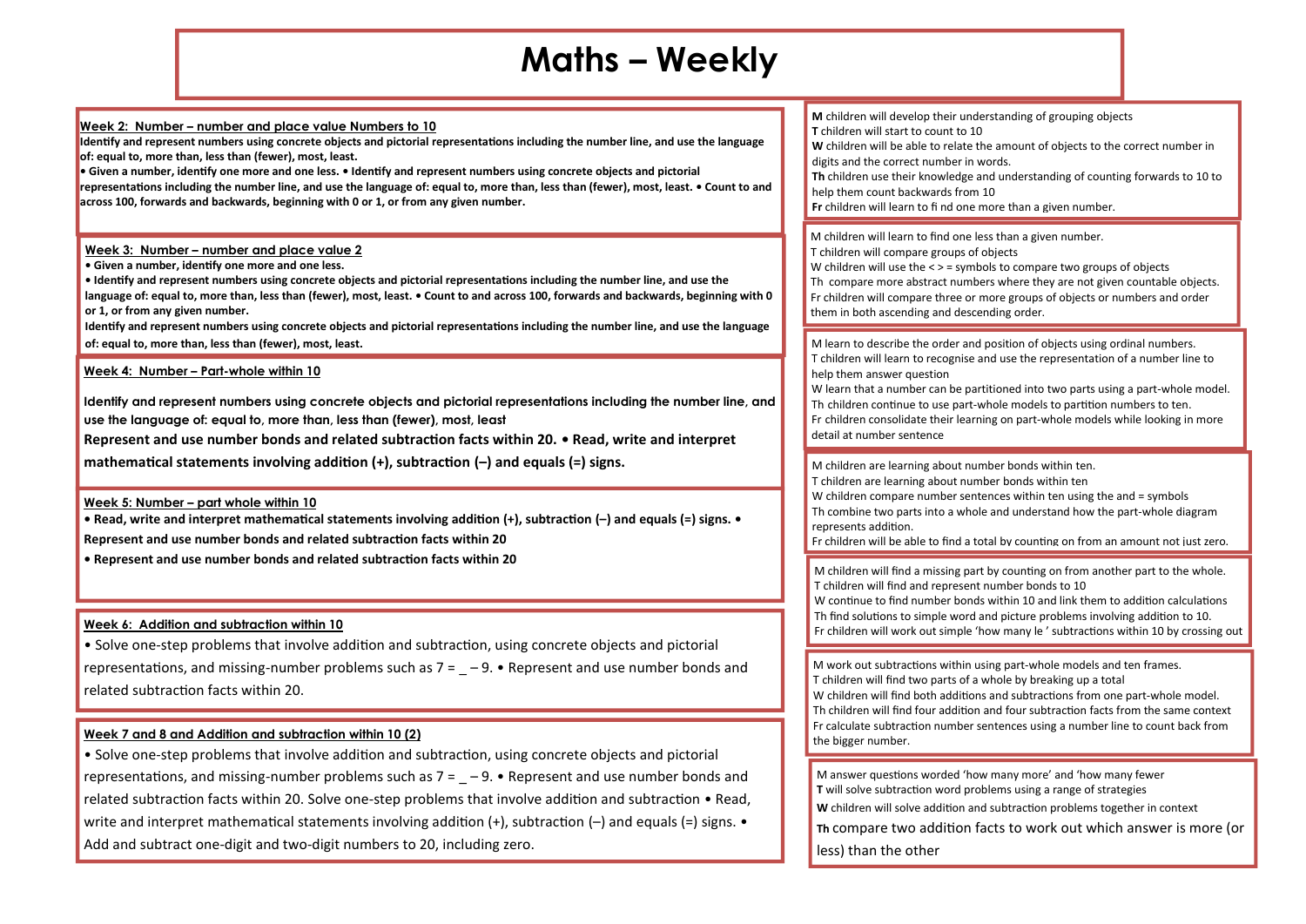# Maths – Weekly

**Week 2: Number – number and place value Numbers to 10**

**Identify and represent numbers using concrete objects and pictorial representations including the number line, and use the language of: equal to, more than, less than (fewer), most, least.**

**• Given a number, identify one more and one less. • Identify and represent numbers using concrete objects and pictorial representations including the number line, and use the language of: equal to, more than, less than (fewer), most, least. • Count to and across 100, forwards and backwards, beginning with 0 or 1, or from any given number.**

**M** children will develop their understanding of grouping objects
**T** children will start to count to 10
**W** children will be able to relate the amount of objects to the correct number in digits and the correct number in words.
**Th** children use their knowledge and understanding of counting forwards to 10 to help them count backwards from 10
**Fr** children will learn to fi nd one more than a given number.

**Week 3: Number – number and place value 2**

**• Given a number, identify one more and one less.**

**• Identify and represent numbers using concrete objects and pictorial representations including the number line, and use the language of: equal to, more than, less than (fewer), most, least. • Count to and across 100, forwards and backwards, beginning with 0 or 1, or from any given number.**

**Identify and represent numbers using concrete objects and pictorial representations including the number line, and use the language of: equal to, more than, less than (fewer), most, least.**

M children will learn to find one less than a given number.
T children will compare groups of objects
W children will use the < > = symbols to compare two groups of objects
Th compare more abstract numbers where they are not given countable objects.
Fr children will compare three or more groups of objects or numbers and order them in both ascending and descending order.

**Week 4: Number – Part-whole within 10**

**Identify and represent numbers using concrete objects and pictorial representations including the number line, and use the language of: equal to, more than, less than (fewer), most, least**

**Represent and use number bonds and related subtraction facts within 20. • Read, write and interpret mathematical statements involving addition (+), subtraction (–) and equals (=) signs.**

M learn to describe the order and position of objects using ordinal numbers.
T children will learn to recognise and use the representation of a number line to help them answer question
W learn that a number can be partitioned into two parts using a part-whole model.
Th children continue to use part-whole models to partition numbers to ten.
Fr children consolidate their learning on part-whole models while looking in more detail at number sentence

**Week 5: Number – part whole within 10**

**• Read, write and interpret mathematical statements involving addition (+), subtraction (–) and equals (=) signs. •**

**Represent and use number bonds and related subtraction facts within 20**

**• Represent and use number bonds and related subtraction facts within 20**

M children are learning about number bonds within ten.
T children are learning about number bonds within ten
W children compare number sentences within ten using the and = symbols
Th combine two parts into a whole and understand how the part-whole diagram represents addition.
Fr children will be able to find a total by counting on from an amount not just zero.

**Week 6: Addition and subtraction within 10**

• Solve one-step problems that involve addition and subtraction, using concrete objects and pictorial representations, and missing-number problems such as 7 = _ – 9. • Represent and use number bonds and related subtraction facts within 20.

M children will find a missing part by counting on from another part to the whole.
T children will find and represent number bonds to 10
W continue to find number bonds within 10 and link them to addition calculations
Th find solutions to simple word and picture problems involving addition to 10.
Fr children will work out simple 'how many le ' subtractions within 10 by crossing out

M work out subtractions within using part-whole models and ten frames.
T children will find two parts of a whole by breaking up a total
W children will find both additions and subtractions from one part-whole model.
Th children will find four addition and four subtraction facts from the same context
Fr calculate subtraction number sentences using a number line to count back from the bigger number.

**Week 7 and 8 and Addition and subtraction within 10 (2)**

• Solve one-step problems that involve addition and subtraction, using concrete objects and pictorial representations, and missing-number problems such as 7 = _ – 9. • Represent and use number bonds and related subtraction facts within 20. Solve one-step problems that involve addition and subtraction • Read, write and interpret mathematical statements involving addition (+), subtraction (–) and equals (=) signs. • Add and subtract one-digit and two-digit numbers to 20, including zero.

M answer questions worded 'how many more' and 'how many fewer
**T** will solve subtraction word problems using a range of strategies
**W** children will solve addition and subtraction problems together in context
**Th** compare two addition facts to work out which answer is more (or less) than the other